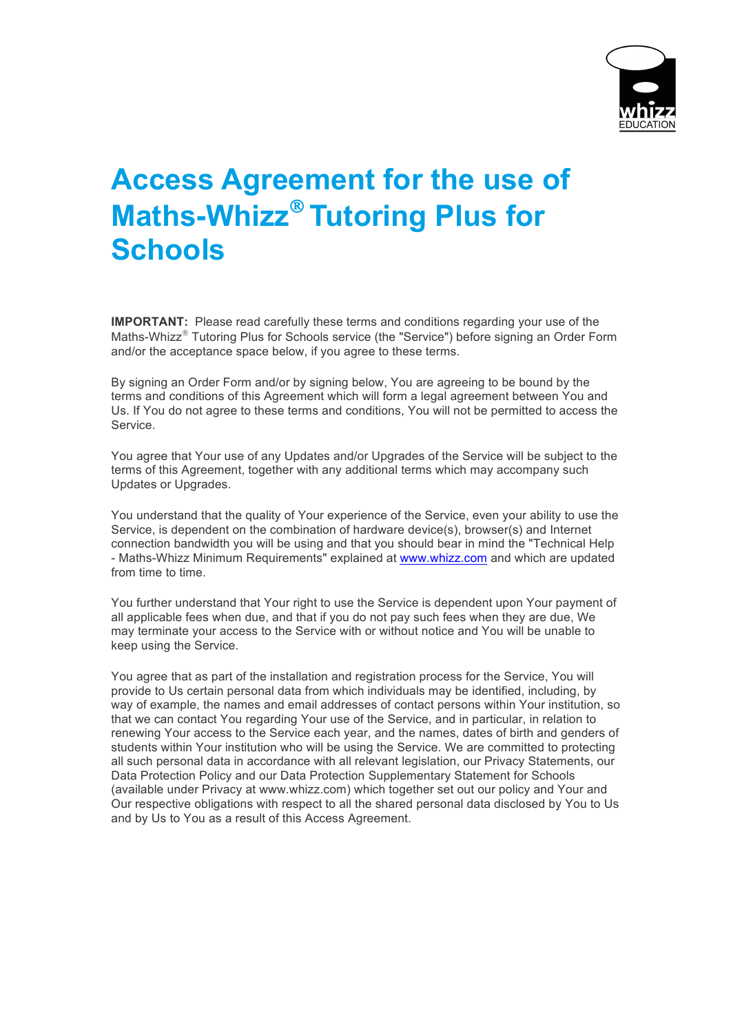# Access Agreement for the use of Maths-Whizz® Tutoring Plus for Schools

**IMPORTANT:** Please read carefully these terms and conditions regarding your use of the Maths-Whizz® Tutoring Plus for Schools service (the "Service") before signing an Order Form and/or the acceptance space below, if you agree to these terms.

By signing an Order Form and/or by signing below, You are agreeing to be bound by the terms and conditions of this Agreement which will form a legal agreement between You and Us. If You do not agree to these terms and conditions, You will not be permitted to access the Service.

You agree that Your use of any Updates and/or Upgrades of the Service will be subject to the terms of this Agreement, together with any additional terms which may accompany such Updates or Upgrades.

You understand that the quality of Your experience of the Service, even your ability to use the Service, is dependent on the combination of hardware device(s), browser(s) and Internet connection bandwidth you will be using and that you should bear in mind the "Technical Help - Maths-Whizz Minimum Requirements" explained at [www.whizz.com](http://www.whizz.com) and which are updated from time to time.

You further understand that Your right to use the Service is dependent upon Your payment of all applicable fees when due, and that if you do not pay such fees when they are due, We may terminate your access to the Service with or without notice and You will be unable to keep using the Service.

You agree that as part of the installation and registration process for the Service, You will provide to Us certain personal data from which individuals may be identified, including, by way of example, the names and email addresses of contact persons within Your institution, so that we can contact You regarding Your use of the Service, and in particular, in relation to renewing Your access to the Service each year, and the names, dates of birth and genders of students within Your institution who will be using the Service. We are committed to protecting all such personal data in accordance with all relevant legislation, our Privacy Statements, our Data Protection Policy and our Data Protection Supplementary Statement for Schools (available under Privacy at www.whizz.com) which together set out our policy and Your and Our respective obligations with respect to all the shared personal data disclosed by You to Us and by Us to You as a result of this Access Agreement.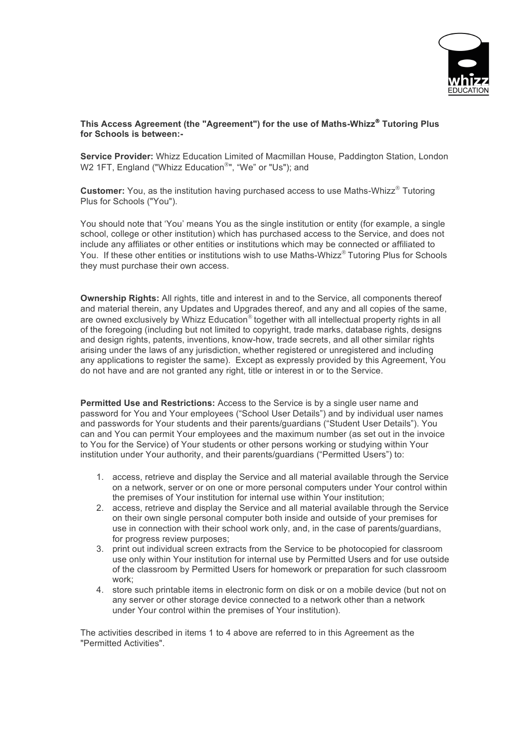**This Access Agreement (the "Agreement") for the use of Maths-Whizz® Tutoring Plus for Schools is between:-**

**Service Provider:** Whizz Education Limited of Macmillan House, Paddington Station, London W2 1FT, England ("Whizz Education®", "We" or "Us"); and

**Customer:** You, as the institution having purchased access to use Maths-Whizz® Tutoring Plus for Schools ("You").

You should note that 'You' means You as the single institution or entity (for example, a single school, college or other institution) which has purchased access to the Service, and does not include any affiliates or other entities or institutions which may be connected or affiliated to You. If these other entities or institutions wish to use Maths-Whizz® Tutoring Plus for Schools they must purchase their own access.

**Ownership Rights:** All rights, title and interest in and to the Service, all components thereof and material therein, any Updates and Upgrades thereof, and any and all copies of the same, are owned exclusively by Whizz Education® together with all intellectual property rights in all of the foregoing (including but not limited to copyright, trade marks, database rights, designs and design rights, patents, inventions, know-how, trade secrets, and all other similar rights arising under the laws of any jurisdiction, whether registered or unregistered and including any applications to register the same). Except as expressly provided by this Agreement, You do not have and are not granted any right, title or interest in or to the Service.

**Permitted Use and Restrictions:** Access to the Service is by a single user name and password for You and Your employees ("School User Details") and by individual user names and passwords for Your students and their parents/guardians ("Student User Details"). You can and You can permit Your employees and the maximum number (as set out in the invoice to You for the Service) of Your students or other persons working or studying within Your institution under Your authority, and their parents/guardians ("Permitted Users") to:

1. access, retrieve and display the Service and all material available through the Service on a network, server or on one or more personal computers under Your control within the premises of Your institution for internal use within Your institution;
2. access, retrieve and display the Service and all material available through the Service on their own single personal computer both inside and outside of your premises for use in connection with their school work only, and, in the case of parents/guardians, for progress review purposes;
3. print out individual screen extracts from the Service to be photocopied for classroom use only within Your institution for internal use by Permitted Users and for use outside of the classroom by Permitted Users for homework or preparation for such classroom work;
4. store such printable items in electronic form on disk or on a mobile device (but not on any server or other storage device connected to a network other than a network under Your control within the premises of Your institution).

The activities described in items 1 to 4 above are referred to in this Agreement as the "Permitted Activities".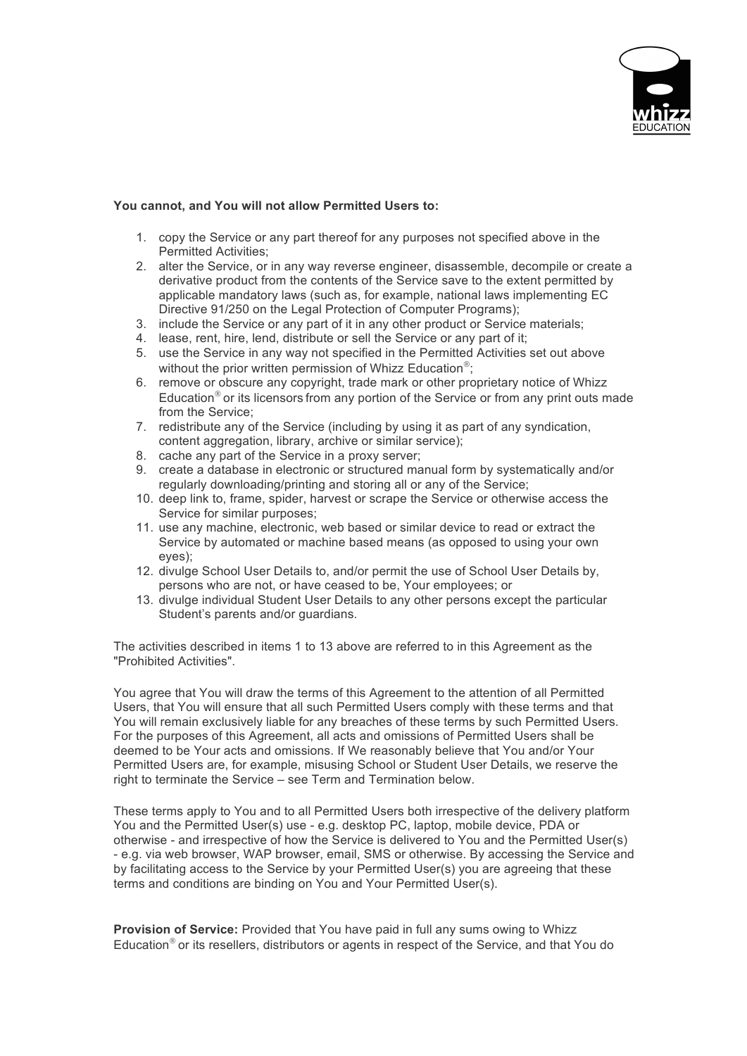**You cannot, and You will not allow Permitted Users to:**

1. copy the Service or any part thereof for any purposes not specified above in the Permitted Activities;
2. alter the Service, or in any way reverse engineer, disassemble, decompile or create a derivative product from the contents of the Service save to the extent permitted by applicable mandatory laws (such as, for example, national laws implementing EC Directive 91/250 on the Legal Protection of Computer Programs);
3. include the Service or any part of it in any other product or Service materials;
4. lease, rent, hire, lend, distribute or sell the Service or any part of it;
5. use the Service in any way not specified in the Permitted Activities set out above without the prior written permission of Whizz Education®;
6. remove or obscure any copyright, trade mark or other proprietary notice of Whizz Education® or its licensors from any portion of the Service or from any print outs made from the Service;
7. redistribute any of the Service (including by using it as part of any syndication, content aggregation, library, archive or similar service);
8. cache any part of the Service in a proxy server;
9. create a database in electronic or structured manual form by systematically and/or regularly downloading/printing and storing all or any of the Service;
10. deep link to, frame, spider, harvest or scrape the Service or otherwise access the Service for similar purposes;
11. use any machine, electronic, web based or similar device to read or extract the Service by automated or machine based means (as opposed to using your own eyes);
12. divulge School User Details to, and/or permit the use of School User Details by, persons who are not, or have ceased to be, Your employees; or
13. divulge individual Student User Details to any other persons except the particular Student's parents and/or guardians.

The activities described in items 1 to 13 above are referred to in this Agreement as the "Prohibited Activities".

You agree that You will draw the terms of this Agreement to the attention of all Permitted Users, that You will ensure that all such Permitted Users comply with these terms and that You will remain exclusively liable for any breaches of these terms by such Permitted Users. For the purposes of this Agreement, all acts and omissions of Permitted Users shall be deemed to be Your acts and omissions. If We reasonably believe that You and/or Your Permitted Users are, for example, misusing School or Student User Details, we reserve the right to terminate the Service – see Term and Termination below.

These terms apply to You and to all Permitted Users both irrespective of the delivery platform You and the Permitted User(s) use - e.g. desktop PC, laptop, mobile device, PDA or otherwise - and irrespective of how the Service is delivered to You and the Permitted User(s) - e.g. via web browser, WAP browser, email, SMS or otherwise. By accessing the Service and by facilitating access to the Service by your Permitted User(s) you are agreeing that these terms and conditions are binding on You and Your Permitted User(s).

**Provision of Service:** Provided that You have paid in full any sums owing to Whizz Education® or its resellers, distributors or agents in respect of the Service, and that You do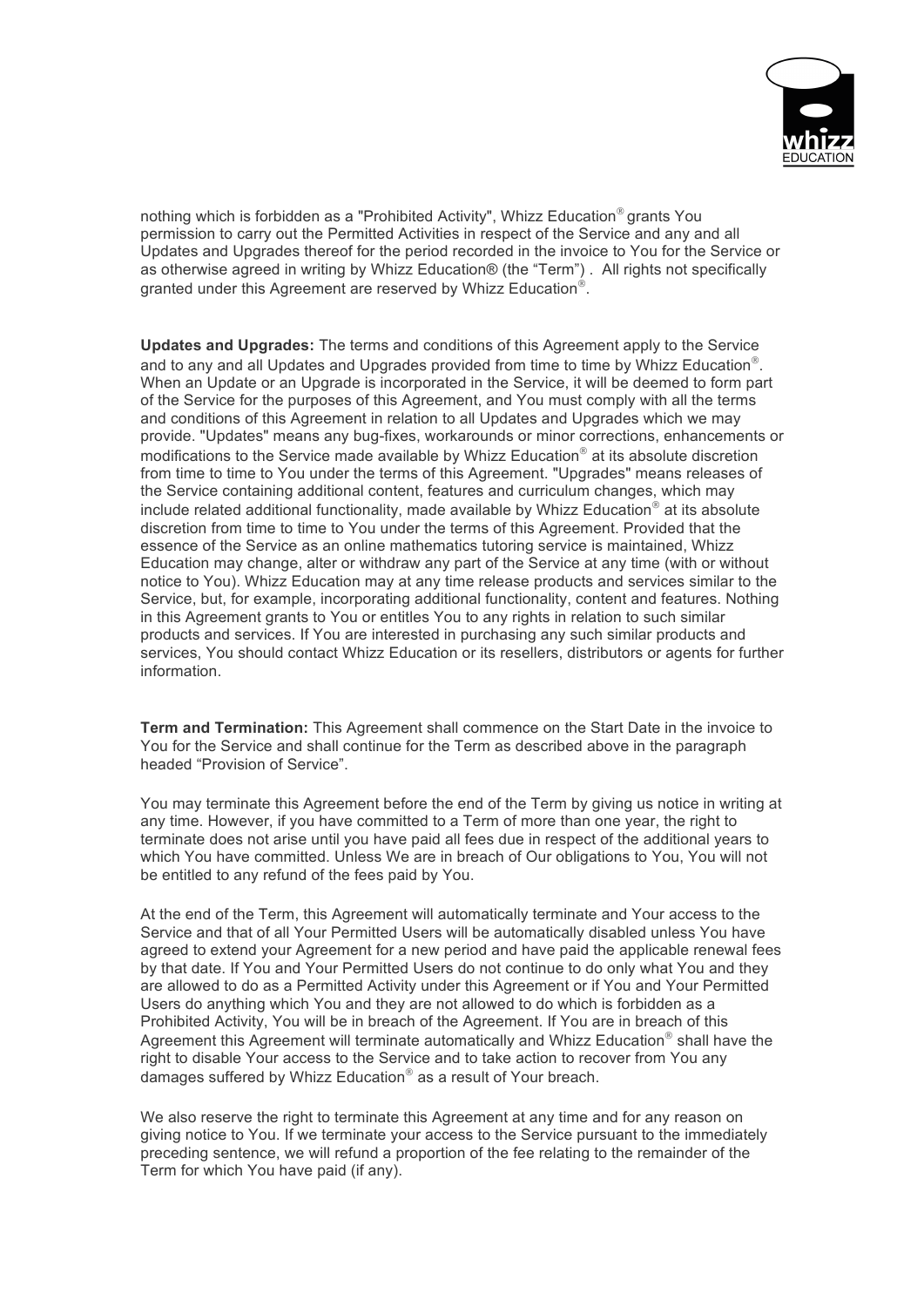nothing which is forbidden as a "Prohibited Activity", Whizz Education® grants You permission to carry out the Permitted Activities in respect of the Service and any and all Updates and Upgrades thereof for the period recorded in the invoice to You for the Service or as otherwise agreed in writing by Whizz Education® (the "Term") . All rights not specifically granted under this Agreement are reserved by Whizz Education®.

**Updates and Upgrades:** The terms and conditions of this Agreement apply to the Service and to any and all Updates and Upgrades provided from time to time by Whizz Education®. When an Update or an Upgrade is incorporated in the Service, it will be deemed to form part of the Service for the purposes of this Agreement, and You must comply with all the terms and conditions of this Agreement in relation to all Updates and Upgrades which we may provide. "Updates" means any bug-fixes, workarounds or minor corrections, enhancements or modifications to the Service made available by Whizz Education® at its absolute discretion from time to time to You under the terms of this Agreement. "Upgrades" means releases of the Service containing additional content, features and curriculum changes, which may include related additional functionality, made available by Whizz Education® at its absolute discretion from time to time to You under the terms of this Agreement. Provided that the essence of the Service as an online mathematics tutoring service is maintained, Whizz Education may change, alter or withdraw any part of the Service at any time (with or without notice to You). Whizz Education may at any time release products and services similar to the Service, but, for example, incorporating additional functionality, content and features. Nothing in this Agreement grants to You or entitles You to any rights in relation to such similar products and services. If You are interested in purchasing any such similar products and services, You should contact Whizz Education or its resellers, distributors or agents for further information.

**Term and Termination:** This Agreement shall commence on the Start Date in the invoice to You for the Service and shall continue for the Term as described above in the paragraph headed "Provision of Service".

You may terminate this Agreement before the end of the Term by giving us notice in writing at any time. However, if you have committed to a Term of more than one year, the right to terminate does not arise until you have paid all fees due in respect of the additional years to which You have committed. Unless We are in breach of Our obligations to You, You will not be entitled to any refund of the fees paid by You.

At the end of the Term, this Agreement will automatically terminate and Your access to the Service and that of all Your Permitted Users will be automatically disabled unless You have agreed to extend your Agreement for a new period and have paid the applicable renewal fees by that date. If You and Your Permitted Users do not continue to do only what You and they are allowed to do as a Permitted Activity under this Agreement or if You and Your Permitted Users do anything which You and they are not allowed to do which is forbidden as a Prohibited Activity, You will be in breach of the Agreement. If You are in breach of this Agreement this Agreement will terminate automatically and Whizz Education® shall have the right to disable Your access to the Service and to take action to recover from You any damages suffered by Whizz Education® as a result of Your breach.

We also reserve the right to terminate this Agreement at any time and for any reason on giving notice to You. If we terminate your access to the Service pursuant to the immediately preceding sentence, we will refund a proportion of the fee relating to the remainder of the Term for which You have paid (if any).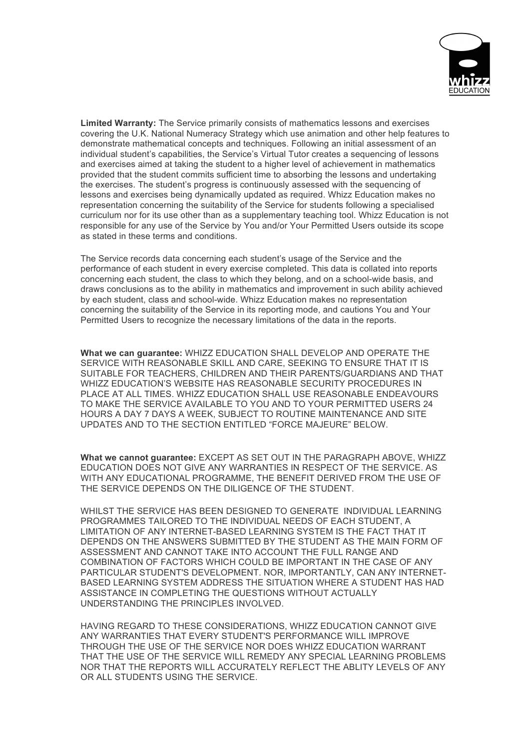**Limited Warranty:** The Service primarily consists of mathematics lessons and exercises covering the U.K. National Numeracy Strategy which use animation and other help features to demonstrate mathematical concepts and techniques. Following an initial assessment of an individual student's capabilities, the Service's Virtual Tutor creates a sequencing of lessons and exercises aimed at taking the student to a higher level of achievement in mathematics provided that the student commits sufficient time to absorbing the lessons and undertaking the exercises. The student's progress is continuously assessed with the sequencing of lessons and exercises being dynamically updated as required. Whizz Education makes no representation concerning the suitability of the Service for students following a specialised curriculum nor for its use other than as a supplementary teaching tool. Whizz Education is not responsible for any use of the Service by You and/or Your Permitted Users outside its scope as stated in these terms and conditions.

The Service records data concerning each student's usage of the Service and the performance of each student in every exercise completed. This data is collated into reports concerning each student, the class to which they belong, and on a school-wide basis, and draws conclusions as to the ability in mathematics and improvement in such ability achieved by each student, class and school-wide. Whizz Education makes no representation concerning the suitability of the Service in its reporting mode, and cautions You and Your Permitted Users to recognize the necessary limitations of the data in the reports.

**What we can guarantee:** WHIZZ EDUCATION SHALL DEVELOP AND OPERATE THE SERVICE WITH REASONABLE SKILL AND CARE, SEEKING TO ENSURE THAT IT IS SUITABLE FOR TEACHERS, CHILDREN AND THEIR PARENTS/GUARDIANS AND THAT WHIZZ EDUCATION'S WEBSITE HAS REASONABLE SECURITY PROCEDURES IN PLACE AT ALL TIMES. WHIZZ EDUCATION SHALL USE REASONABLE ENDEAVOURS TO MAKE THE SERVICE AVAILABLE TO YOU AND TO YOUR PERMITTED USERS 24 HOURS A DAY 7 DAYS A WEEK, SUBJECT TO ROUTINE MAINTENANCE AND SITE UPDATES AND TO THE SECTION ENTITLED "FORCE MAJEURE" BELOW.

**What we cannot guarantee:** EXCEPT AS SET OUT IN THE PARAGRAPH ABOVE, WHIZZ EDUCATION DOES NOT GIVE ANY WARRANTIES IN RESPECT OF THE SERVICE. AS WITH ANY EDUCATIONAL PROGRAMME, THE BENEFIT DERIVED FROM THE USE OF THE SERVICE DEPENDS ON THE DILIGENCE OF THE STUDENT.

WHILST THE SERVICE HAS BEEN DESIGNED TO GENERATE INDIVIDUAL LEARNING PROGRAMMES TAILORED TO THE INDIVIDUAL NEEDS OF EACH STUDENT, A LIMITATION OF ANY INTERNET-BASED LEARNING SYSTEM IS THE FACT THAT IT DEPENDS ON THE ANSWERS SUBMITTED BY THE STUDENT AS THE MAIN FORM OF ASSESSMENT AND CANNOT TAKE INTO ACCOUNT THE FULL RANGE AND COMBINATION OF FACTORS WHICH COULD BE IMPORTANT IN THE CASE OF ANY PARTICULAR STUDENT'S DEVELOPMENT. NOR, IMPORTANTLY, CAN ANY INTERNET-BASED LEARNING SYSTEM ADDRESS THE SITUATION WHERE A STUDENT HAS HAD ASSISTANCE IN COMPLETING THE QUESTIONS WITHOUT ACTUALLY UNDERSTANDING THE PRINCIPLES INVOLVED.

HAVING REGARD TO THESE CONSIDERATIONS, WHIZZ EDUCATION CANNOT GIVE ANY WARRANTIES THAT EVERY STUDENT'S PERFORMANCE WILL IMPROVE THROUGH THE USE OF THE SERVICE NOR DOES WHIZZ EDUCATION WARRANT THAT THE USE OF THE SERVICE WILL REMEDY ANY SPECIAL LEARNING PROBLEMS NOR THAT THE REPORTS WILL ACCURATELY REFLECT THE ABLITY LEVELS OF ANY OR ALL STUDENTS USING THE SERVICE.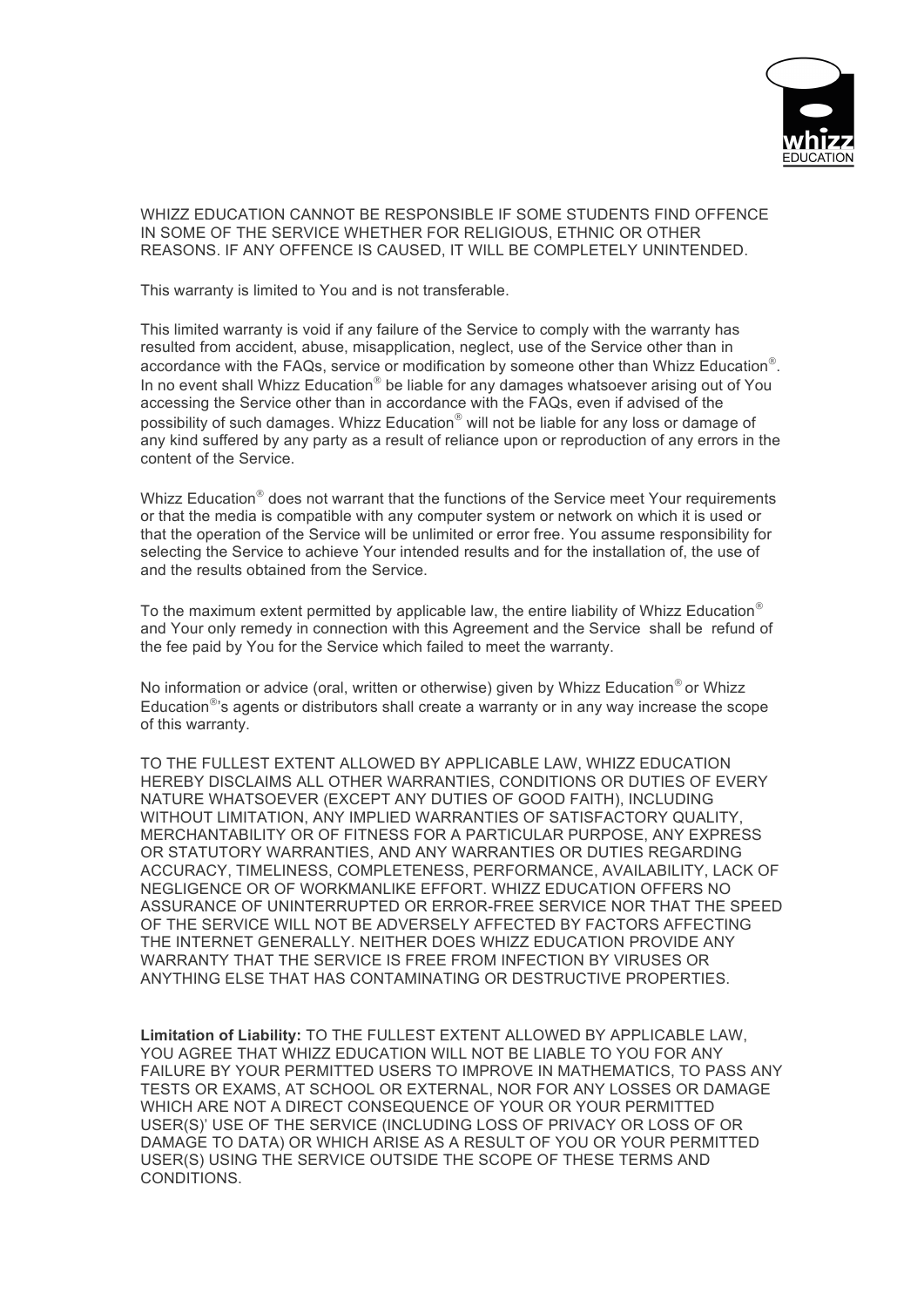WHIZZ EDUCATION CANNOT BE RESPONSIBLE IF SOME STUDENTS FIND OFFENCE IN SOME OF THE SERVICE WHETHER FOR RELIGIOUS, ETHNIC OR OTHER REASONS. IF ANY OFFENCE IS CAUSED, IT WILL BE COMPLETELY UNINTENDED.

This warranty is limited to You and is not transferable.

This limited warranty is void if any failure of the Service to comply with the warranty has resulted from accident, abuse, misapplication, neglect, use of the Service other than in accordance with the FAQs, service or modification by someone other than Whizz Education®. In no event shall Whizz Education® be liable for any damages whatsoever arising out of You accessing the Service other than in accordance with the FAQs, even if advised of the possibility of such damages. Whizz Education® will not be liable for any loss or damage of any kind suffered by any party as a result of reliance upon or reproduction of any errors in the content of the Service.

Whizz Education® does not warrant that the functions of the Service meet Your requirements or that the media is compatible with any computer system or network on which it is used or that the operation of the Service will be unlimited or error free. You assume responsibility for selecting the Service to achieve Your intended results and for the installation of, the use of and the results obtained from the Service.

To the maximum extent permitted by applicable law, the entire liability of Whizz Education® and Your only remedy in connection with this Agreement and the Service shall be refund of the fee paid by You for the Service which failed to meet the warranty.

No information or advice (oral, written or otherwise) given by Whizz Education® or Whizz Education®'s agents or distributors shall create a warranty or in any way increase the scope of this warranty.

TO THE FULLEST EXTENT ALLOWED BY APPLICABLE LAW, WHIZZ EDUCATION HEREBY DISCLAIMS ALL OTHER WARRANTIES, CONDITIONS OR DUTIES OF EVERY NATURE WHATSOEVER (EXCEPT ANY DUTIES OF GOOD FAITH), INCLUDING WITHOUT LIMITATION, ANY IMPLIED WARRANTIES OF SATISFACTORY QUALITY, MERCHANTABILITY OR OF FITNESS FOR A PARTICULAR PURPOSE, ANY EXPRESS OR STATUTORY WARRANTIES, AND ANY WARRANTIES OR DUTIES REGARDING ACCURACY, TIMELINESS, COMPLETENESS, PERFORMANCE, AVAILABILITY, LACK OF NEGLIGENCE OR OF WORKMANLIKE EFFORT. WHIZZ EDUCATION OFFERS NO ASSURANCE OF UNINTERRUPTED OR ERROR-FREE SERVICE NOR THAT THE SPEED OF THE SERVICE WILL NOT BE ADVERSELY AFFECTED BY FACTORS AFFECTING THE INTERNET GENERALLY. NEITHER DOES WHIZZ EDUCATION PROVIDE ANY WARRANTY THAT THE SERVICE IS FREE FROM INFECTION BY VIRUSES OR ANYTHING ELSE THAT HAS CONTAMINATING OR DESTRUCTIVE PROPERTIES.

**Limitation of Liability:** TO THE FULLEST EXTENT ALLOWED BY APPLICABLE LAW, YOU AGREE THAT WHIZZ EDUCATION WILL NOT BE LIABLE TO YOU FOR ANY FAILURE BY YOUR PERMITTED USERS TO IMPROVE IN MATHEMATICS, TO PASS ANY TESTS OR EXAMS, AT SCHOOL OR EXTERNAL, NOR FOR ANY LOSSES OR DAMAGE WHICH ARE NOT A DIRECT CONSEQUENCE OF YOUR OR YOUR PERMITTED USER(S)' USE OF THE SERVICE (INCLUDING LOSS OF PRIVACY OR LOSS OF OR DAMAGE TO DATA) OR WHICH ARISE AS A RESULT OF YOU OR YOUR PERMITTED USER(S) USING THE SERVICE OUTSIDE THE SCOPE OF THESE TERMS AND CONDITIONS.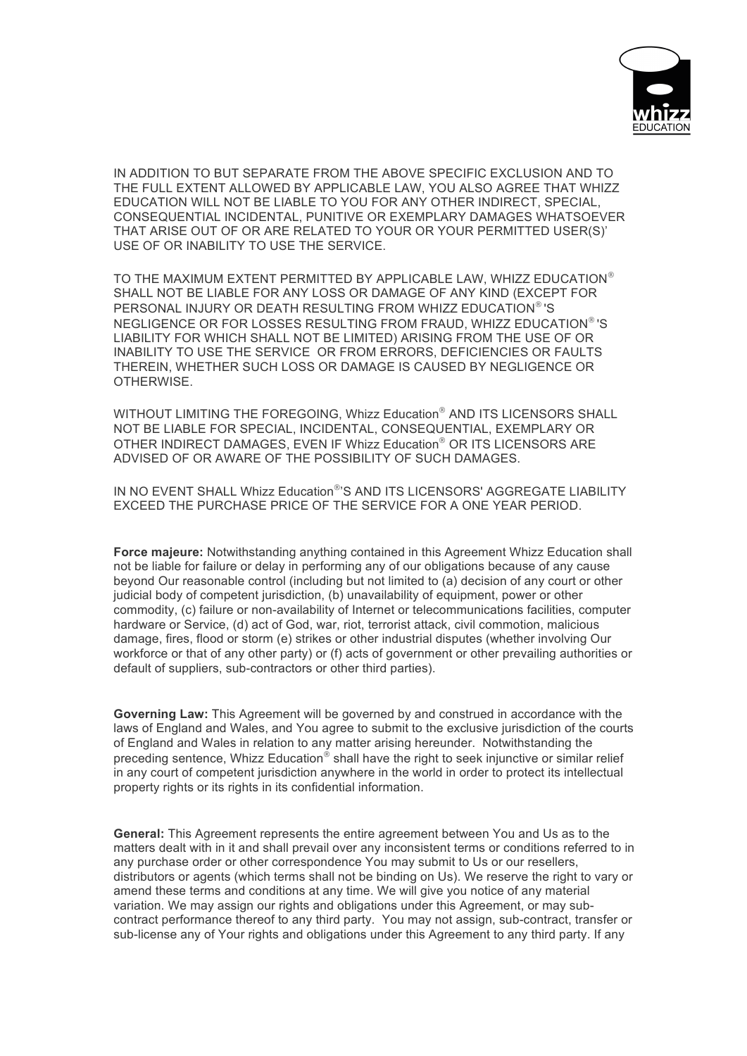IN ADDITION TO BUT SEPARATE FROM THE ABOVE SPECIFIC EXCLUSION AND TO THE FULL EXTENT ALLOWED BY APPLICABLE LAW, YOU ALSO AGREE THAT WHIZZ EDUCATION WILL NOT BE LIABLE TO YOU FOR ANY OTHER INDIRECT, SPECIAL, CONSEQUENTIAL INCIDENTAL, PUNITIVE OR EXEMPLARY DAMAGES WHATSOEVER THAT ARISE OUT OF OR ARE RELATED TO YOUR OR YOUR PERMITTED USER(S)' USE OF OR INABILITY TO USE THE SERVICE.

TO THE MAXIMUM EXTENT PERMITTED BY APPLICABLE LAW, WHIZZ EDUCATION® SHALL NOT BE LIABLE FOR ANY LOSS OR DAMAGE OF ANY KIND (EXCEPT FOR PERSONAL INJURY OR DEATH RESULTING FROM WHIZZ EDUCATION® 'S NEGLIGENCE OR FOR LOSSES RESULTING FROM FRAUD, WHIZZ EDUCATION® 'S LIABILITY FOR WHICH SHALL NOT BE LIMITED) ARISING FROM THE USE OF OR INABILITY TO USE THE SERVICE OR FROM ERRORS, DEFICIENCIES OR FAULTS THEREIN, WHETHER SUCH LOSS OR DAMAGE IS CAUSED BY NEGLIGENCE OR OTHERWISE.

WITHOUT LIMITING THE FOREGOING, Whizz Education® AND ITS LICENSORS SHALL NOT BE LIABLE FOR SPECIAL, INCIDENTAL, CONSEQUENTIAL, EXEMPLARY OR OTHER INDIRECT DAMAGES, EVEN IF Whizz Education® OR ITS LICENSORS ARE ADVISED OF OR AWARE OF THE POSSIBILITY OF SUCH DAMAGES.

IN NO EVENT SHALL Whizz Education®'S AND ITS LICENSORS' AGGREGATE LIABILITY EXCEED THE PURCHASE PRICE OF THE SERVICE FOR A ONE YEAR PERIOD.

**Force majeure:** Notwithstanding anything contained in this Agreement Whizz Education shall not be liable for failure or delay in performing any of our obligations because of any cause beyond Our reasonable control (including but not limited to (a) decision of any court or other judicial body of competent jurisdiction, (b) unavailability of equipment, power or other commodity, (c) failure or non-availability of Internet or telecommunications facilities, computer hardware or Service, (d) act of God, war, riot, terrorist attack, civil commotion, malicious damage, fires, flood or storm (e) strikes or other industrial disputes (whether involving Our workforce or that of any other party) or (f) acts of government or other prevailing authorities or default of suppliers, sub-contractors or other third parties).

**Governing Law:** This Agreement will be governed by and construed in accordance with the laws of England and Wales, and You agree to submit to the exclusive jurisdiction of the courts of England and Wales in relation to any matter arising hereunder. Notwithstanding the preceding sentence, Whizz Education® shall have the right to seek injunctive or similar relief in any court of competent jurisdiction anywhere in the world in order to protect its intellectual property rights or its rights in its confidential information.

**General:** This Agreement represents the entire agreement between You and Us as to the matters dealt with in it and shall prevail over any inconsistent terms or conditions referred to in any purchase order or other correspondence You may submit to Us or our resellers, distributors or agents (which terms shall not be binding on Us). We reserve the right to vary or amend these terms and conditions at any time. We will give you notice of any material variation. We may assign our rights and obligations under this Agreement, or may sub-contract performance thereof to any third party. You may not assign, sub-contract, transfer or sub-license any of Your rights and obligations under this Agreement to any third party. If any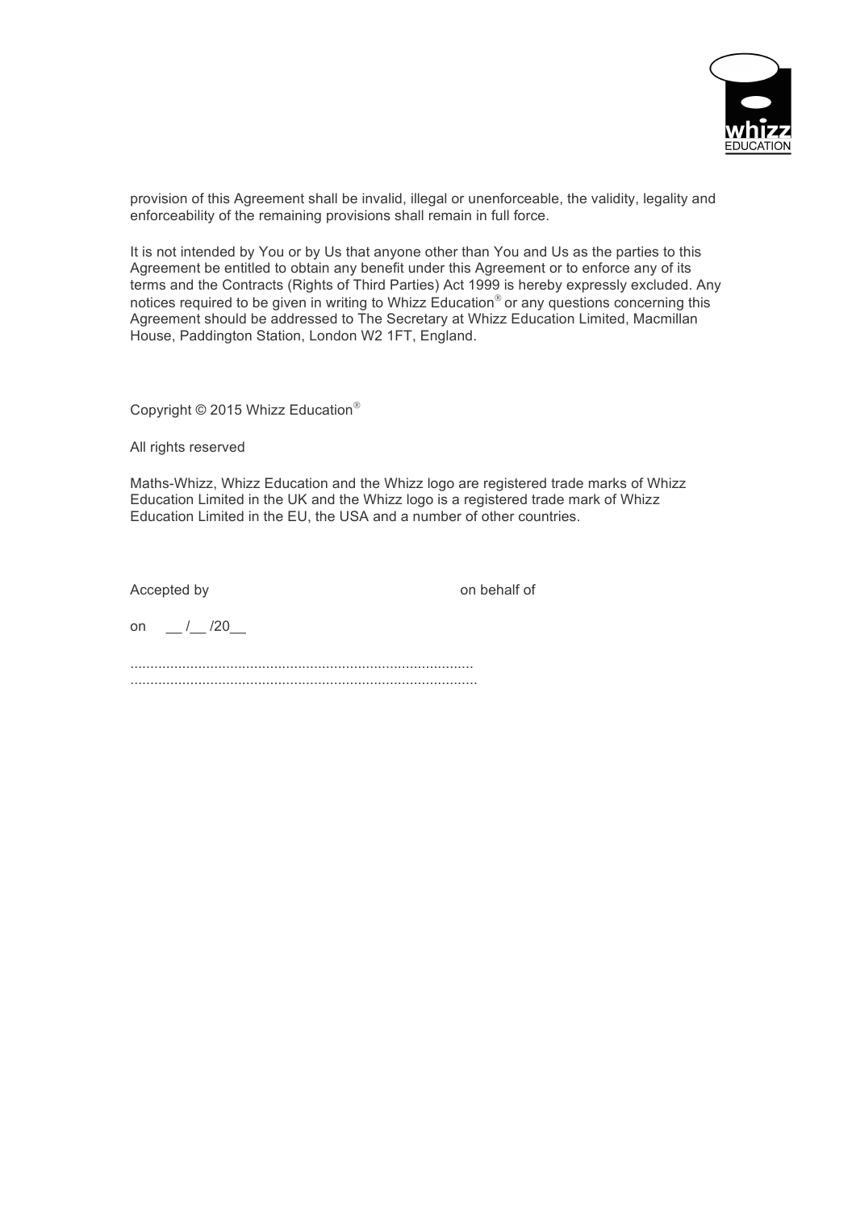provision of this Agreement shall be invalid, illegal or unenforceable, the validity, legality and enforceability of the remaining provisions shall remain in full force.

It is not intended by You or by Us that anyone other than You and Us as the parties to this Agreement be entitled to obtain any benefit under this Agreement or to enforce any of its terms and the Contracts (Rights of Third Parties) Act 1999 is hereby expressly excluded. Any notices required to be given in writing to Whizz Education® or any questions concerning this Agreement should be addressed to The Secretary at Whizz Education Limited, Macmillan House, Paddington Station, London W2 1FT, England.

Copyright © 2015 Whizz Education®

All rights reserved

Maths-Whizz, Whizz Education and the Whizz logo are registered trade marks of Whizz Education Limited in the UK and the Whizz logo is a registered trade mark of Whizz Education Limited in the EU, the USA and a number of other countries.

Accepted by                                        on behalf of

on   __ /__ /20__

......................................................................................

......................................................................................